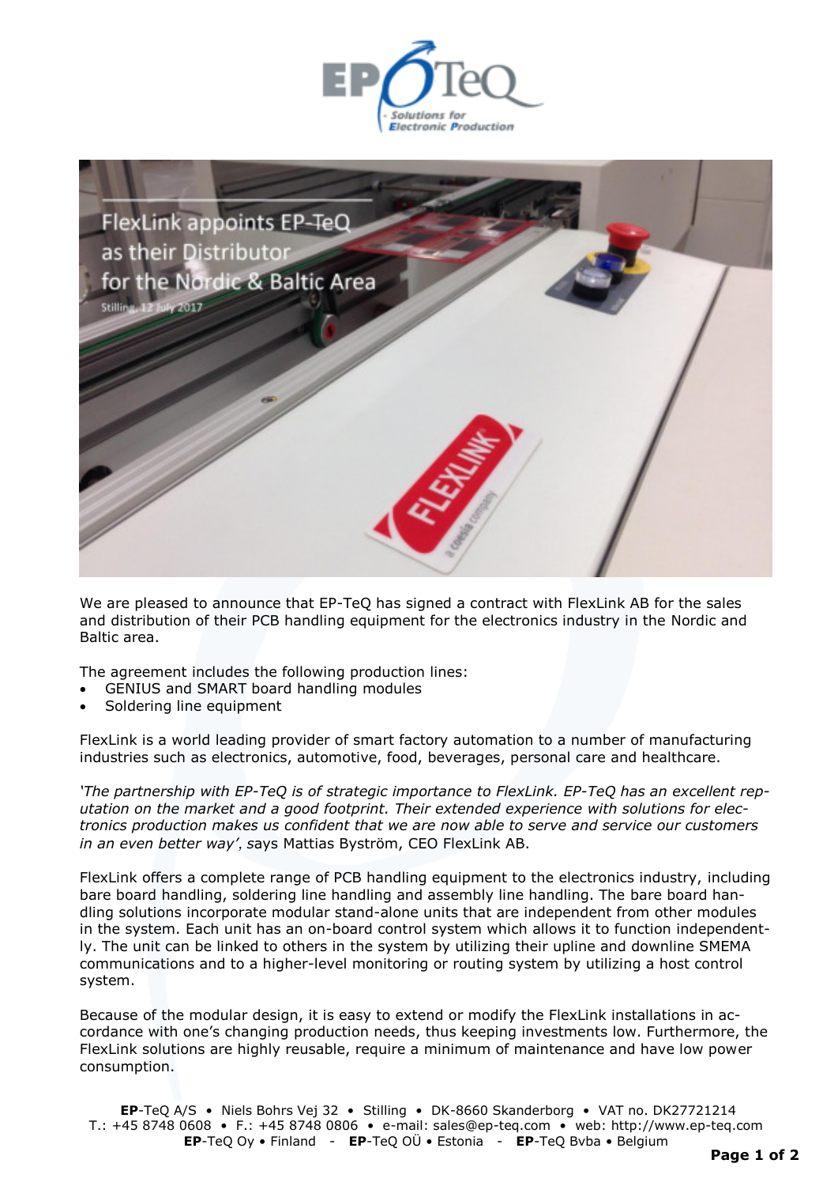# FlexLink appoints EP-TeQ as their Distributor for the Nordic & Baltic Area

Stilling, 12 July 2017

We are pleased to announce that EP-TeQ has signed a contract with FlexLink AB for the sales and distribution of their PCB handling equipment for the electronics industry in the Nordic and Baltic area.

The agreement includes the following production lines:

- GENIUS and SMART board handling modules
- Soldering line equipment

FlexLink is a world leading provider of smart factory automation to a number of manufacturing industries such as electronics, automotive, food, beverages, personal care and healthcare.

*'The partnership with EP-TeQ is of strategic importance to FlexLink. EP-TeQ has an excellent reputation on the market and a good footprint. Their extended experience with solutions for electronics production makes us confident that we are now able to serve and service our customers in an even better way'*, says Mattias Byström, CEO FlexLink AB.

FlexLink offers a complete range of PCB handling equipment to the electronics industry, including bare board handling, soldering line handling and assembly line handling. The bare board handling solutions incorporate modular stand-alone units that are independent from other modules in the system. Each unit has an on-board control system which allows it to function independently. The unit can be linked to others in the system by utilizing their upline and downline SMEMA communications and to a higher-level monitoring or routing system by utilizing a host control system.

Because of the modular design, it is easy to extend or modify the FlexLink installations in accordance with one's changing production needs, thus keeping investments low. Furthermore, the FlexLink solutions are highly reusable, require a minimum of maintenance and have low power consumption.

**EP**-TeQ A/S • Niels Bohrs Vej 32 • Stilling • DK-8660 Skanderborg • VAT no. DK27721214
T.: +45 8748 0608 • F.: +45 8748 0806 • e-mail: sales@ep-teq.com • web: http://www.ep-teq.com
**EP**-TeQ Oy • Finland - **EP**-TeQ OÜ • Estonia - **EP**-TeQ Bvba • Belgium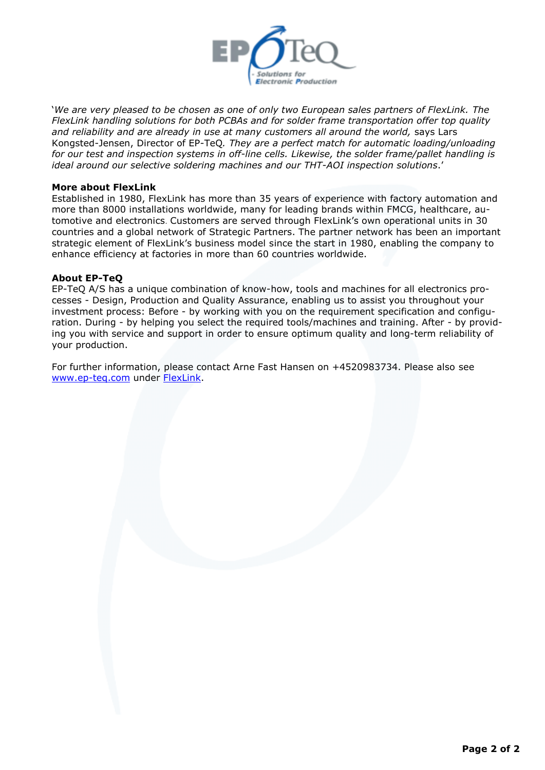'*We are very pleased to be chosen as one of only two European sales partners of FlexLink. The FlexLink handling solutions for both PCBAs and for solder frame transportation offer top quality and reliability and are already in use at many customers all around the world,* says Lars Kongsted-Jensen, Director of EP-TeQ. *They are a perfect match for automatic loading/unloading for our test and inspection systems in off-line cells. Likewise, the solder frame/pallet handling is ideal around our selective soldering machines and our THT-AOI inspection solutions*.'

**More about FlexLink**

Established in 1980, FlexLink has more than 35 years of experience with factory automation and more than 8000 installations worldwide, many for leading brands within FMCG, healthcare, automotive and electronics. Customers are served through FlexLink's own operational units in 30 countries and a global network of Strategic Partners. The partner network has been an important strategic element of FlexLink's business model since the start in 1980, enabling the company to enhance efficiency at factories in more than 60 countries worldwide.

**About EP-TeQ**

EP-TeQ A/S has a unique combination of know-how, tools and machines for all electronics processes - Design, Production and Quality Assurance, enabling us to assist you throughout your investment process: Before - by working with you on the requirement specification and configuration. During - by helping you select the required tools/machines and training. After - by providing you with service and support in order to ensure optimum quality and long-term reliability of your production.

For further information, please contact Arne Fast Hansen on +4520983734. Please also see [www.ep-teq.com](http://www.ep-teq.com) under FlexLink.